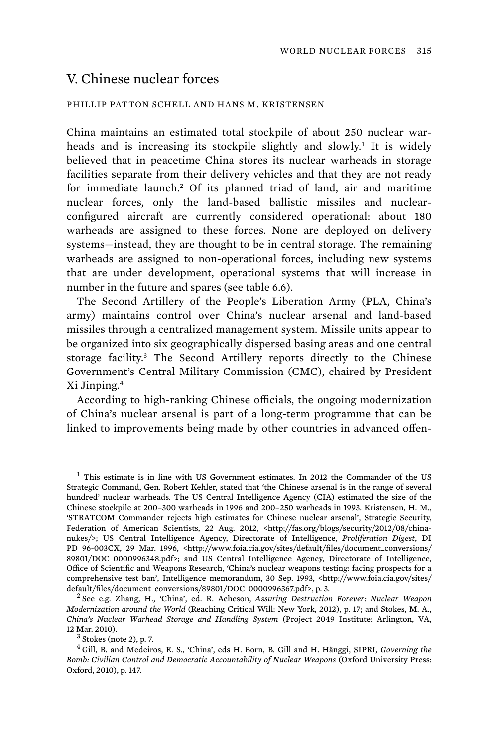# V. Chinese nuclear forces

PHILLIP PATTON SCHELL AND HANS M. KRISTENSEN

China maintains an estimated total stockpile of about 250 nuclear warheads and is increasing its stockpile slightly and slowly.[1] It is widely believed that in peacetime China stores its nuclear warheads in storage facilities separate from their delivery vehicles and that they are not ready for immediate launch.[2] Of its planned triad of land, air and maritime nuclear forces, only the land-based ballistic missiles and nuclear-configured aircraft are currently considered operational: about 180 warheads are assigned to these forces. None are deployed on delivery systems—instead, they are thought to be in central storage. The remaining warheads are assigned to non-operational forces, including new systems that are under development, operational systems that will increase in number in the future and spares (see table 6.6).

The Second Artillery of the People's Liberation Army (PLA, China's army) maintains control over China's nuclear arsenal and land-based missiles through a centralized management system. Missile units appear to be organized into six geographically dispersed basing areas and one central storage facility.[3] The Second Artillery reports directly to the Chinese Government's Central Military Commission (CMC), chaired by President Xi Jinping.[4]

According to high-ranking Chinese officials, the ongoing modernization of China's nuclear arsenal is part of a long-term programme that can be linked to improvements being made by other countries in advanced offen-

---

[1] This estimate is in line with US Government estimates. In 2012 the Commander of the US Strategic Command, Gen. Robert Kehler, stated that 'the Chinese arsenal is in the range of several hundred' nuclear warheads. The US Central Intelligence Agency (CIA) estimated the size of the Chinese stockpile at 200–300 warheads in 1996 and 200–250 warheads in 1993. Kristensen, H. M., 'STRATCOM Commander rejects high estimates for Chinese nuclear arsenal', Strategic Security, Federation of American Scientists, 22 Aug. 2012, <http://fas.org/blogs/security/2012/08/china-nukes/>; US Central Intelligence Agency, Directorate of Intelligence, *Proliferation Digest*, DI PD 96-003CX, 29 Mar. 1996, <http://www.foia.cia.gov/sites/default/files/document_conversions/89801/DOC_0000996348.pdf>; and US Central Intelligence Agency, Directorate of Intelligence, Office of Scientific and Weapons Research, 'China's nuclear weapons testing: facing prospects for a comprehensive test ban', Intelligence memorandum, 30 Sep. 1993, <http://www.foia.cia.gov/sites/default/files/document_conversions/89801/DOC_0000996367.pdf>, p. 3.

[2] See e.g. Zhang, H., 'China', ed. R. Acheson, *Assuring Destruction Forever: Nuclear Weapon Modernization around the World* (Reaching Critical Will: New York, 2012), p. 17; and Stokes, M. A., *China's Nuclear Warhead Storage and Handling System* (Project 2049 Institute: Arlington, VA, 12 Mar. 2010).

[3] Stokes (note 2), p. 7.

[4] Gill, B. and Medeiros, E. S., 'China', eds H. Born, B. Gill and H. Hänggi, SIPRI, *Governing the Bomb: Civilian Control and Democratic Accountability of Nuclear Weapons* (Oxford University Press: Oxford, 2010), p. 147.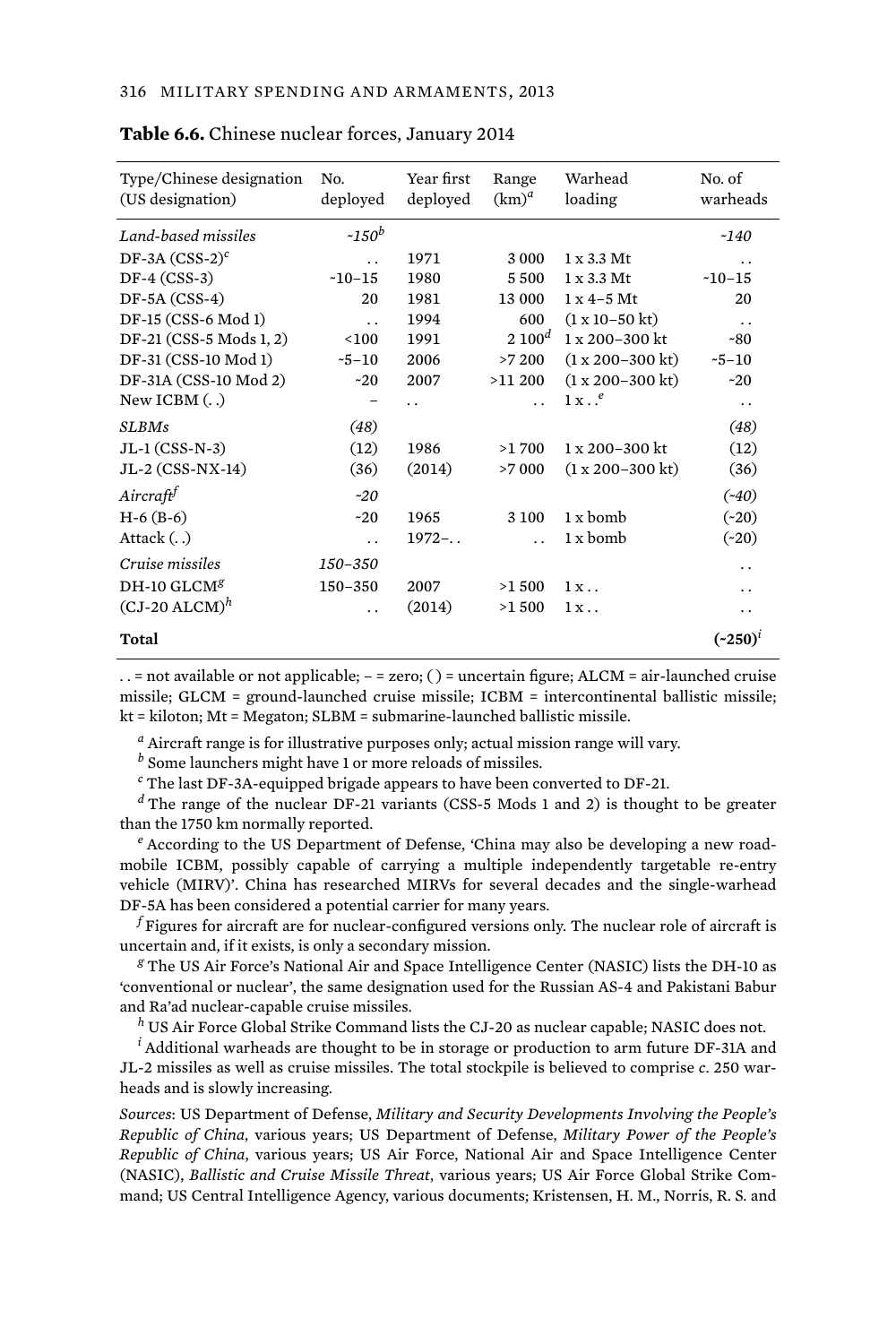**Table 6.6.** Chinese nuclear forces, January 2014

| Type/Chinese designation (US designation) | No. deployed | Year first deployed | Range (km)[a] | Warhead loading | No. of warheads |
|---|---|---|---|---|---|
| *Land-based missiles* | *~150*[b] | | | | *~140* |
| DF-3A (CSS-2)[c] | . . | 1971 | 3 000 | 1 x 3.3 Mt | . . |
| DF-4 (CSS-3) | ~10–15 | 1980 | 5 500 | 1 x 3.3 Mt | ~10–15 |
| DF-5A (CSS-4) | 20 | 1981 | 13 000 | 1 x 4–5 Mt | 20 |
| DF-15 (CSS-6 Mod 1) | . . | 1994 | 600 | (1 x 10–50 kt) | . . |
| DF-21 (CSS-5 Mods 1, 2) | <100 | 1991 | 2 100[d] | 1 x 200–300 kt | ~80 |
| DF-31 (CSS-10 Mod 1) | ~5–10 | 2006 | >7 200 | (1 x 200–300 kt) | ~5–10 |
| DF-31A (CSS-10 Mod 2) | ~20 | 2007 | >11 200 | (1 x 200–300 kt) | ~20 |
| New ICBM (. .) | – | . . | . . | 1 x . .[e] | . . |
| *SLBMs* | *(48)* | | | | *(48)* |
| JL-1 (CSS-N-3) | (12) | 1986 | >1 700 | 1 x 200–300 kt | (12) |
| JL-2 (CSS-NX-14) | (36) | (2014) | >7 000 | (1 x 200–300 kt) | (36) |
| *Aircraft*[f] | *~20* | | | | *(~40)* |
| H-6 (B-6) | ~20 | 1965 | 3 100 | 1 x bomb | (~20) |
| Attack (. .) | . . | 1972–. . | . . | 1 x bomb | (~20) |
| *Cruise missiles* | *150–350* | | | | . . |
| DH-10 GLCM[g] | 150–350 | 2007 | >1 500 | 1 x . . | . . |
| (CJ-20 ALCM)[h] | . . | (2014) | >1 500 | 1 x . . | . . |
| **Total** | | | | | **(~250)**[i] |

. . = not available or not applicable; – = zero; ( ) = uncertain figure; ALCM = air-launched cruise missile; GLCM = ground-launched cruise missile; ICBM = intercontinental ballistic missile; kt = kiloton; Mt = Megaton; SLBM = submarine-launched ballistic missile.

[a] Aircraft range is for illustrative purposes only; actual mission range will vary.

[b] Some launchers might have 1 or more reloads of missiles.

[c] The last DF-3A-equipped brigade appears to have been converted to DF-21.

[d] The range of the nuclear DF-21 variants (CSS-5 Mods 1 and 2) is thought to be greater than the 1750 km normally reported.

[e] According to the US Department of Defense, 'China may also be developing a new road-mobile ICBM, possibly capable of carrying a multiple independently targetable re-entry vehicle (MIRV)'. China has researched MIRVs for several decades and the single-warhead DF-5A has been considered a potential carrier for many years.

[f] Figures for aircraft are for nuclear-configured versions only. The nuclear role of aircraft is uncertain and, if it exists, is only a secondary mission.

[g] The US Air Force's National Air and Space Intelligence Center (NASIC) lists the DH-10 as 'conventional or nuclear', the same designation used for the Russian AS-4 and Pakistani Babur and Ra'ad nuclear-capable cruise missiles.

[h] US Air Force Global Strike Command lists the CJ-20 as nuclear capable; NASIC does not.

[i] Additional warheads are thought to be in storage or production to arm future DF-31A and JL-2 missiles as well as cruise missiles. The total stockpile is believed to comprise *c.* 250 warheads and is slowly increasing.

*Sources*: US Department of Defense, *Military and Security Developments Involving the People's Republic of China*, various years; US Department of Defense, *Military Power of the People's Republic of China*, various years; US Air Force, National Air and Space Intelligence Center (NASIC), *Ballistic and Cruise Missile Threat*, various years; US Air Force Global Strike Command; US Central Intelligence Agency, various documents; Kristensen, H. M., Norris, R. S. and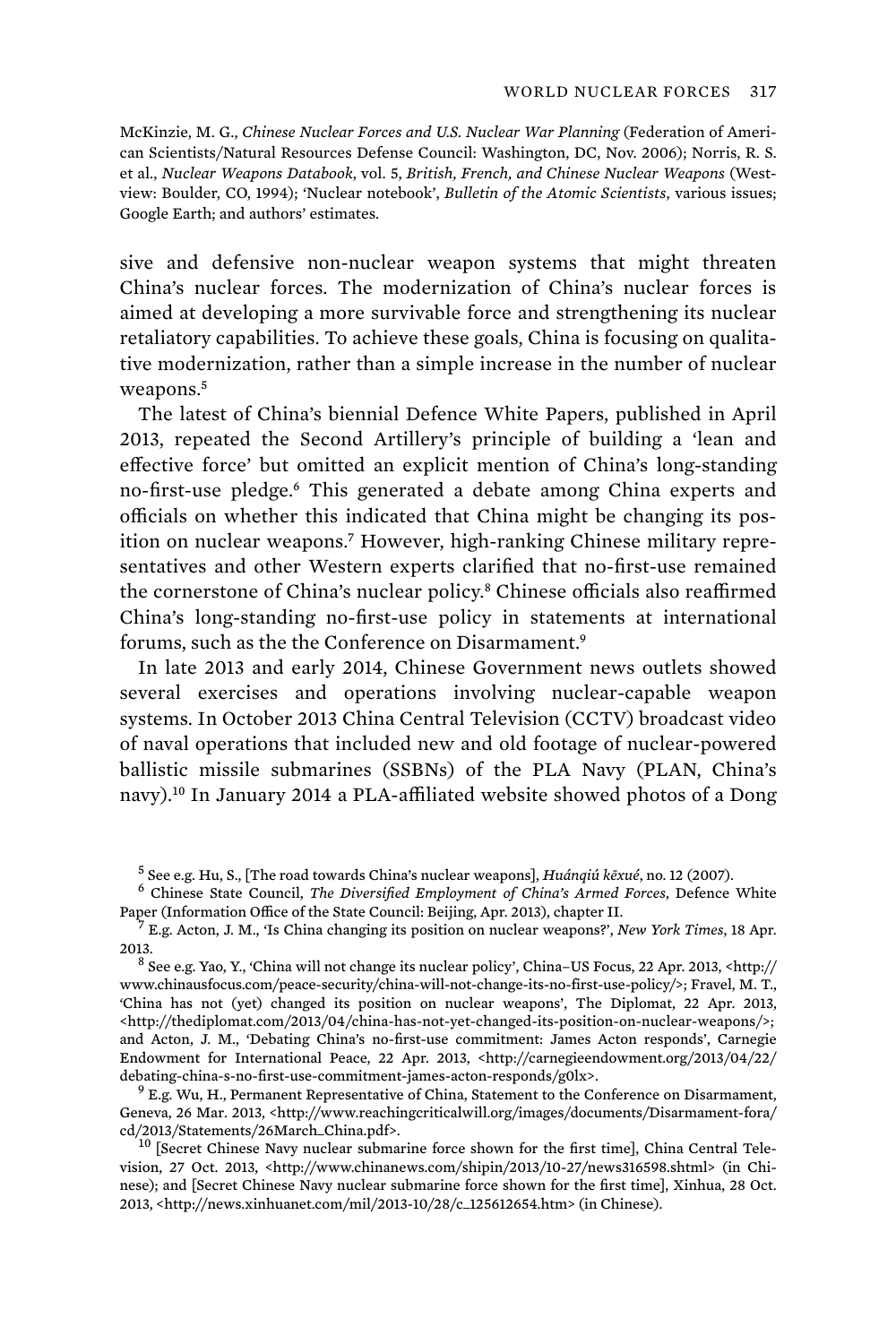McKinzie, M. G., *Chinese Nuclear Forces and U.S. Nuclear War Planning* (Federation of American Scientists/Natural Resources Defense Council: Washington, DC, Nov. 2006); Norris, R. S. et al., *Nuclear Weapons Databook*, vol. 5, *British, French, and Chinese Nuclear Weapons* (Westview: Boulder, CO, 1994); 'Nuclear notebook', *Bulletin of the Atomic Scientists*, various issues; Google Earth; and authors' estimates.

sive and defensive non-nuclear weapon systems that might threaten China's nuclear forces. The modernization of China's nuclear forces is aimed at developing a more survivable force and strengthening its nuclear retaliatory capabilities. To achieve these goals, China is focusing on qualitative modernization, rather than a simple increase in the number of nuclear weapons.[5]

The latest of China's biennial Defence White Papers, published in April 2013, repeated the Second Artillery's principle of building a 'lean and effective force' but omitted an explicit mention of China's long-standing no-first-use pledge.[6] This generated a debate among China experts and officials on whether this indicated that China might be changing its position on nuclear weapons.[7] However, high-ranking Chinese military representatives and other Western experts clarified that no-first-use remained the cornerstone of China's nuclear policy.[8] Chinese officials also reaffirmed China's long-standing no-first-use policy in statements at international forums, such as the the Conference on Disarmament.[9]

In late 2013 and early 2014, Chinese Government news outlets showed several exercises and operations involving nuclear-capable weapon systems. In October 2013 China Central Television (CCTV) broadcast video of naval operations that included new and old footage of nuclear-powered ballistic missile submarines (SSBNs) of the PLA Navy (PLAN, China's navy).[10] In January 2014 a PLA-affiliated website showed photos of a Dong

[5] See e.g. Hu, S., [The road towards China's nuclear weapons], *Huánqiú kēxué*, no. 12 (2007).

[6] Chinese State Council, *The Diversified Employment of China's Armed Forces*, Defence White Paper (Information Office of the State Council: Beijing, Apr. 2013), chapter II.

[7] E.g. Acton, J. M., 'Is China changing its position on nuclear weapons?', *New York Times*, 18 Apr. 2013.

[8] See e.g. Yao, Y., 'China will not change its nuclear policy', China–US Focus, 22 Apr. 2013, <http://www.chinausfocus.com/peace-security/china-will-not-change-its-no-first-use-policy/>; Fravel, M. T., 'China has not (yet) changed its position on nuclear weapons', The Diplomat, 22 Apr. 2013, <http://thediplomat.com/2013/04/china-has-not-yet-changed-its-position-on-nuclear-weapons/>; and Acton, J. M., 'Debating China's no-first-use commitment: James Acton responds', Carnegie Endowment for International Peace, 22 Apr. 2013, <http://carnegieendowment.org/2013/04/22/debating-china-s-no-first-use-commitment-james-acton-responds/g0lx>.

[9] E.g. Wu, H., Permanent Representative of China, Statement to the Conference on Disarmament, Geneva, 26 Mar. 2013, <http://www.reachingcriticalwill.org/images/documents/Disarmament-fora/cd/2013/Statements/26March_China.pdf>.

[10] [Secret Chinese Navy nuclear submarine force shown for the first time], China Central Television, 27 Oct. 2013, <http://www.chinanews.com/shipin/2013/10-27/news316598.shtml> (in Chinese); and [Secret Chinese Navy nuclear submarine force shown for the first time], Xinhua, 28 Oct. 2013, <http://news.xinhuanet.com/mil/2013-10/28/c_125612654.htm> (in Chinese).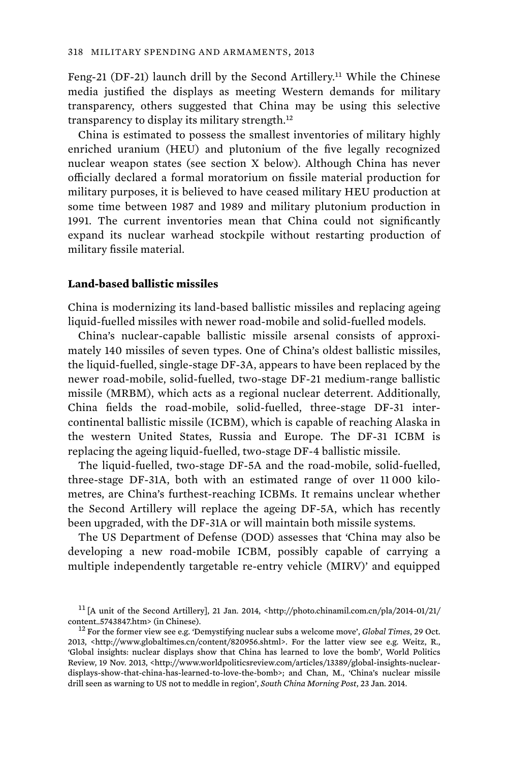Feng-21 (DF-21) launch drill by the Second Artillery.[11] While the Chinese media justified the displays as meeting Western demands for military transparency, others suggested that China may be using this selective transparency to display its military strength.[12]

China is estimated to possess the smallest inventories of military highly enriched uranium (HEU) and plutonium of the five legally recognized nuclear weapon states (see section X below). Although China has never officially declared a formal moratorium on fissile material production for military purposes, it is believed to have ceased military HEU production at some time between 1987 and 1989 and military plutonium production in 1991. The current inventories mean that China could not significantly expand its nuclear warhead stockpile without restarting production of military fissile material.

### Land-based ballistic missiles

China is modernizing its land-based ballistic missiles and replacing ageing liquid-fuelled missiles with newer road-mobile and solid-fuelled models.

China's nuclear-capable ballistic missile arsenal consists of approximately 140 missiles of seven types. One of China's oldest ballistic missiles, the liquid-fuelled, single-stage DF-3A, appears to have been replaced by the newer road-mobile, solid-fuelled, two-stage DF-21 medium-range ballistic missile (MRBM), which acts as a regional nuclear deterrent. Additionally, China fields the road-mobile, solid-fuelled, three-stage DF-31 intercontinental ballistic missile (ICBM), which is capable of reaching Alaska in the western United States, Russia and Europe. The DF-31 ICBM is replacing the ageing liquid-fuelled, two-stage DF-4 ballistic missile.

The liquid-fuelled, two-stage DF-5A and the road-mobile, solid-fuelled, three-stage DF-31A, both with an estimated range of over 11 000 kilometres, are China's furthest-reaching ICBMs. It remains unclear whether the Second Artillery will replace the ageing DF-5A, which has recently been upgraded, with the DF-31A or will maintain both missile systems.

The US Department of Defense (DOD) assesses that 'China may also be developing a new road-mobile ICBM, possibly capable of carrying a multiple independently targetable re-entry vehicle (MIRV)' and equipped

---

[11] [A unit of the Second Artillery], 21 Jan. 2014, <http://photo.chinamil.com.cn/pla/2014-01/21/content_5743847.htm> (in Chinese).

[12] For the former view see e.g. 'Demystifying nuclear subs a welcome move', *Global Times*, 29 Oct. 2013, <http://www.globaltimes.cn/content/820956.shtml>. For the latter view see e.g. Weitz, R., 'Global insights: nuclear displays show that China has learned to love the bomb', World Politics Review, 19 Nov. 2013, <http://www.worldpoliticsreview.com/articles/13389/global-insights-nuclear-displays-show-that-china-has-learned-to-love-the-bomb>; and Chan, M., 'China's nuclear missile drill seen as warning to US not to meddle in region', *South China Morning Post*, 23 Jan. 2014.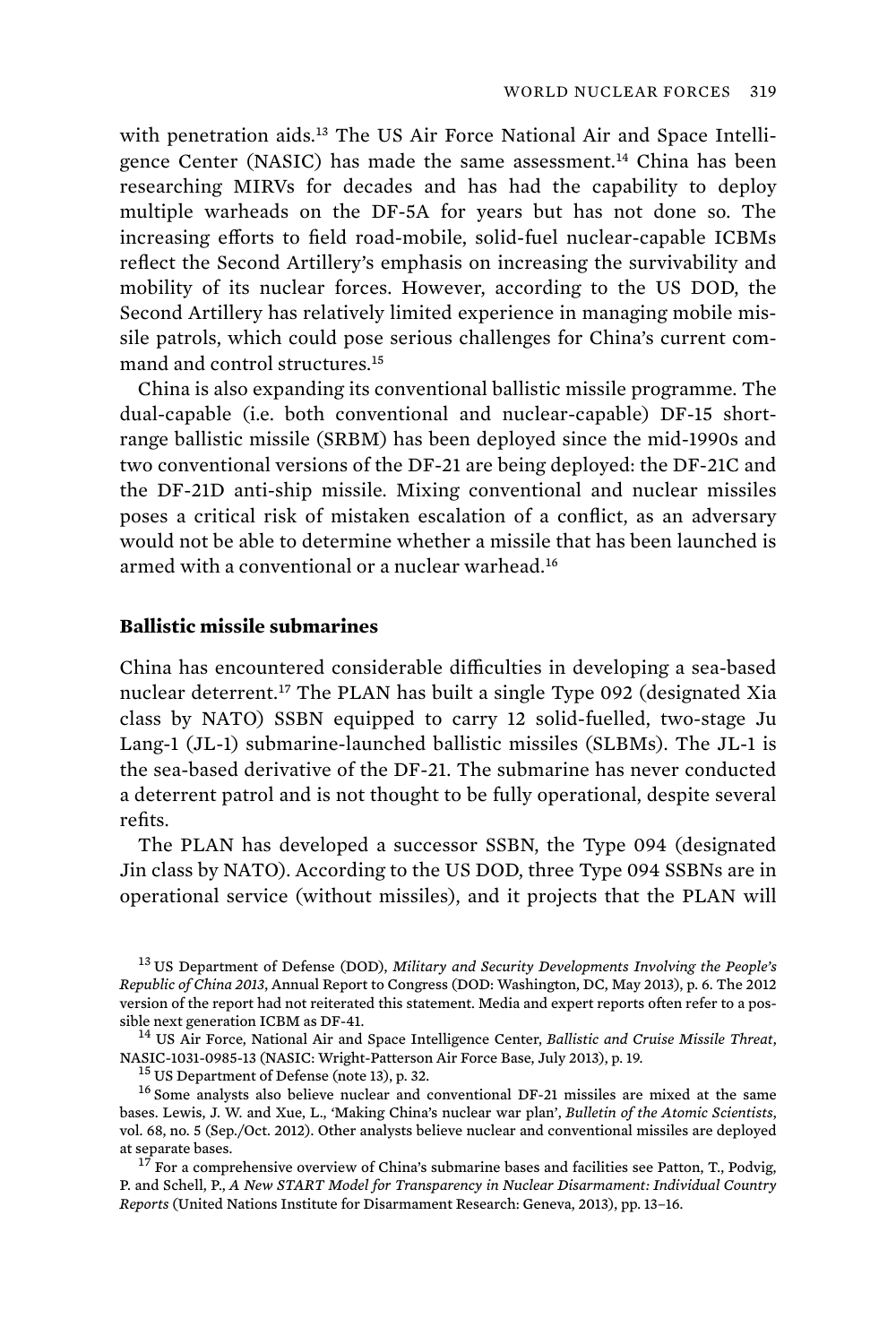with penetration aids.[13] The US Air Force National Air and Space Intelligence Center (NASIC) has made the same assessment.[14] China has been researching MIRVs for decades and has had the capability to deploy multiple warheads on the DF-5A for years but has not done so. The increasing efforts to field road-mobile, solid-fuel nuclear-capable ICBMs reflect the Second Artillery's emphasis on increasing the survivability and mobility of its nuclear forces. However, according to the US DOD, the Second Artillery has relatively limited experience in managing mobile missile patrols, which could pose serious challenges for China's current command and control structures.[15]

China is also expanding its conventional ballistic missile programme. The dual-capable (i.e. both conventional and nuclear-capable) DF-15 short-range ballistic missile (SRBM) has been deployed since the mid-1990s and two conventional versions of the DF-21 are being deployed: the DF-21C and the DF-21D anti-ship missile. Mixing conventional and nuclear missiles poses a critical risk of mistaken escalation of a conflict, as an adversary would not be able to determine whether a missile that has been launched is armed with a conventional or a nuclear warhead.[16]

### Ballistic missile submarines

China has encountered considerable difficulties in developing a sea-based nuclear deterrent.[17] The PLAN has built a single Type 092 (designated Xia class by NATO) SSBN equipped to carry 12 solid-fuelled, two-stage Ju Lang-1 (JL-1) submarine-launched ballistic missiles (SLBMs). The JL-1 is the sea-based derivative of the DF-21. The submarine has never conducted a deterrent patrol and is not thought to be fully operational, despite several refits.

The PLAN has developed a successor SSBN, the Type 094 (designated Jin class by NATO). According to the US DOD, three Type 094 SSBNs are in operational service (without missiles), and it projects that the PLAN will

---

[13] US Department of Defense (DOD), *Military and Security Developments Involving the People's Republic of China 2013*, Annual Report to Congress (DOD: Washington, DC, May 2013), p. 6. The 2012 version of the report had not reiterated this statement. Media and expert reports often refer to a possible next generation ICBM as DF-41.

[14] US Air Force, National Air and Space Intelligence Center, *Ballistic and Cruise Missile Threat*, NASIC-1031-0985-13 (NASIC: Wright-Patterson Air Force Base, July 2013), p. 19.

[15] US Department of Defense (note 13), p. 32.

[16] Some analysts also believe nuclear and conventional DF-21 missiles are mixed at the same bases. Lewis, J. W. and Xue, L., 'Making China's nuclear war plan', *Bulletin of the Atomic Scientists*, vol. 68, no. 5 (Sep./Oct. 2012). Other analysts believe nuclear and conventional missiles are deployed at separate bases.

[17] For a comprehensive overview of China's submarine bases and facilities see Patton, T., Podvig, P. and Schell, P., *A New START Model for Transparency in Nuclear Disarmament: Individual Country Reports* (United Nations Institute for Disarmament Research: Geneva, 2013), pp. 13–16.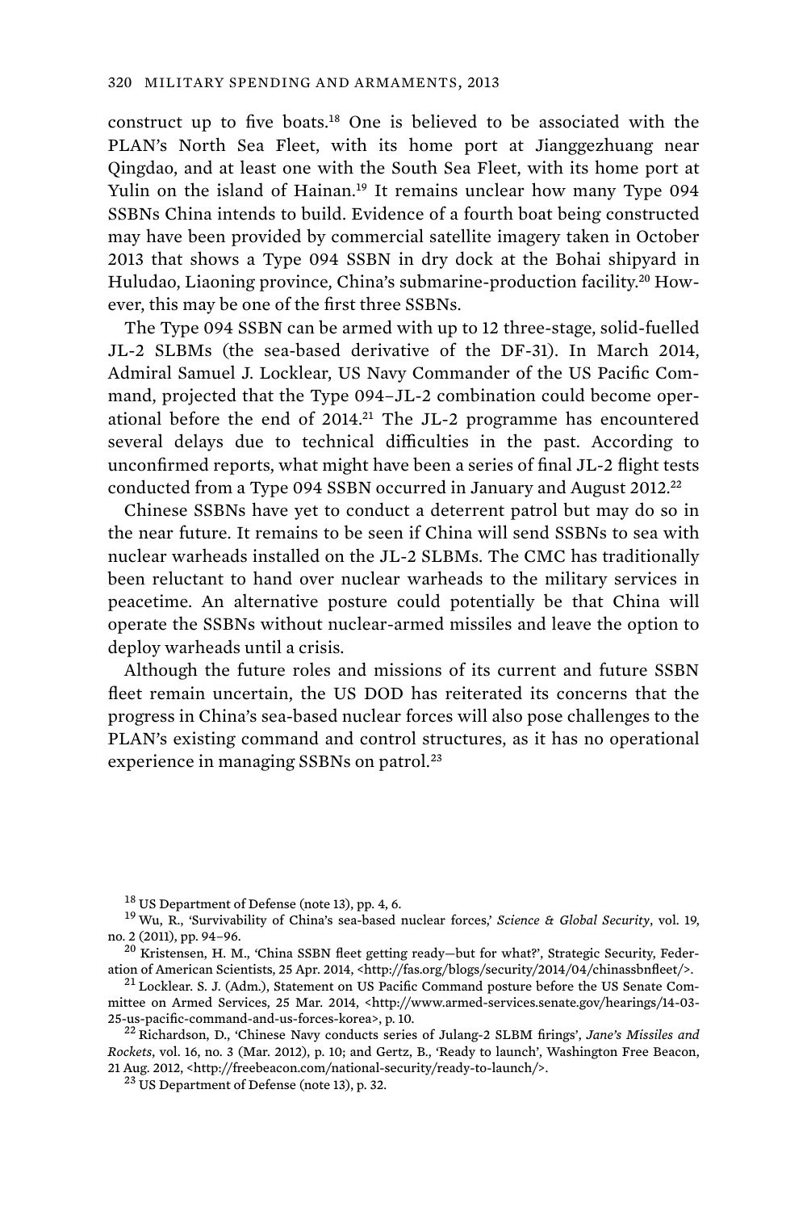construct up to five boats.[18] One is believed to be associated with the PLAN's North Sea Fleet, with its home port at Jianggezhuang near Qingdao, and at least one with the South Sea Fleet, with its home port at Yulin on the island of Hainan.[19] It remains unclear how many Type 094 SSBNs China intends to build. Evidence of a fourth boat being constructed may have been provided by commercial satellite imagery taken in October 2013 that shows a Type 094 SSBN in dry dock at the Bohai shipyard in Huludao, Liaoning province, China's submarine-production facility.[20] However, this may be one of the first three SSBNs.

The Type 094 SSBN can be armed with up to 12 three-stage, solid-fuelled JL-2 SLBMs (the sea-based derivative of the DF-31). In March 2014, Admiral Samuel J. Locklear, US Navy Commander of the US Pacific Command, projected that the Type 094–JL-2 combination could become operational before the end of 2014.[21] The JL-2 programme has encountered several delays due to technical difficulties in the past. According to unconfirmed reports, what might have been a series of final JL-2 flight tests conducted from a Type 094 SSBN occurred in January and August 2012.[22]

Chinese SSBNs have yet to conduct a deterrent patrol but may do so in the near future. It remains to be seen if China will send SSBNs to sea with nuclear warheads installed on the JL-2 SLBMs. The CMC has traditionally been reluctant to hand over nuclear warheads to the military services in peacetime. An alternative posture could potentially be that China will operate the SSBNs without nuclear-armed missiles and leave the option to deploy warheads until a crisis.

Although the future roles and missions of its current and future SSBN fleet remain uncertain, the US DOD has reiterated its concerns that the progress in China's sea-based nuclear forces will also pose challenges to the PLAN's existing command and control structures, as it has no operational experience in managing SSBNs on patrol.[23]

---

[18] US Department of Defense (note 13), pp. 4, 6.

[19] Wu, R., 'Survivability of China's sea-based nuclear forces,' *Science & Global Security*, vol. 19, no. 2 (2011), pp. 94–96.

[20] Kristensen, H. M., 'China SSBN fleet getting ready—but for what?', Strategic Security, Federation of American Scientists, 25 Apr. 2014, <http://fas.org/blogs/security/2014/04/chinassbnfleet/>.

[21] Locklear. S. J. (Adm.), Statement on US Pacific Command posture before the US Senate Committee on Armed Services, 25 Mar. 2014, <http://www.armed-services.senate.gov/hearings/14-03-25-us-pacific-command-and-us-forces-korea>, p. 10.

[22] Richardson, D., 'Chinese Navy conducts series of Julang-2 SLBM firings', *Jane's Missiles and Rockets*, vol. 16, no. 3 (Mar. 2012), p. 10; and Gertz, B., 'Ready to launch', Washington Free Beacon, 21 Aug. 2012, <http://freebeacon.com/national-security/ready-to-launch/>.

[23] US Department of Defense (note 13), p. 32.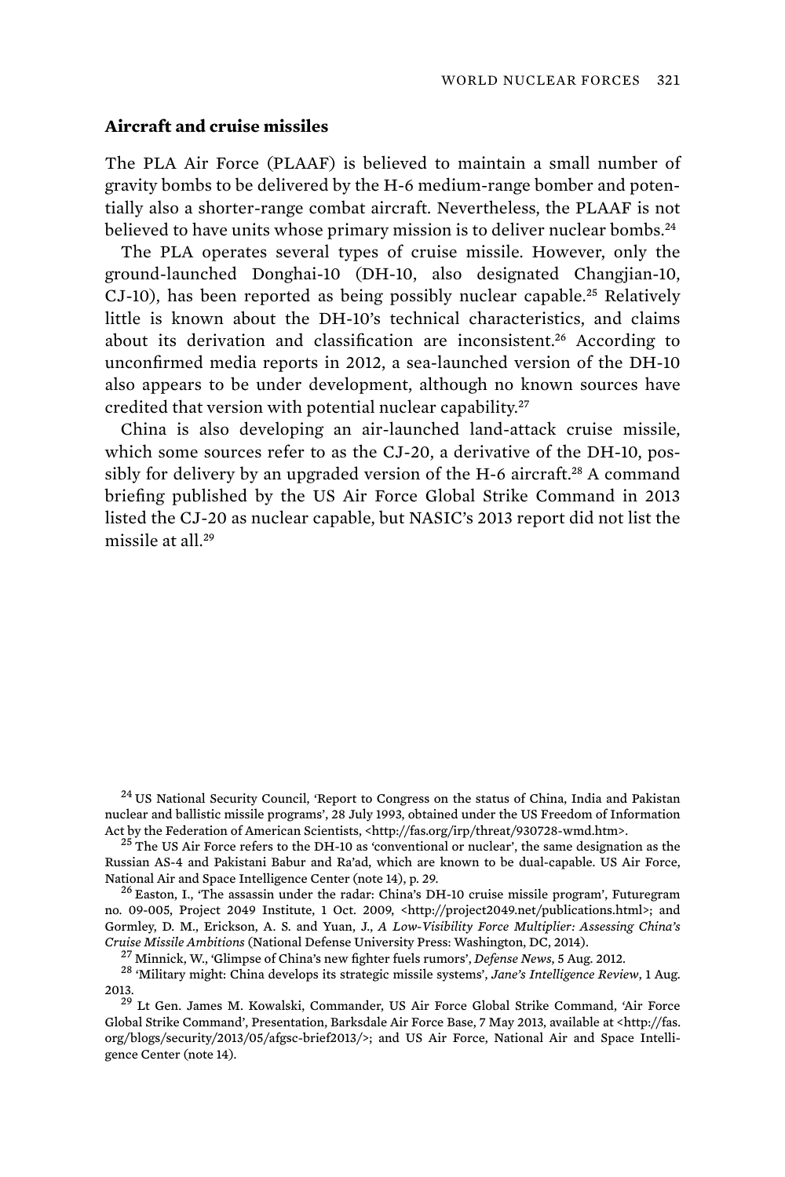### Aircraft and cruise missiles

The PLA Air Force (PLAAF) is believed to maintain a small number of gravity bombs to be delivered by the H-6 medium-range bomber and potentially also a shorter-range combat aircraft. Nevertheless, the PLAAF is not believed to have units whose primary mission is to deliver nuclear bombs.[24]

The PLA operates several types of cruise missile. However, only the ground-launched Donghai-10 (DH-10, also designated Changjian-10, CJ-10), has been reported as being possibly nuclear capable.[25] Relatively little is known about the DH-10's technical characteristics, and claims about its derivation and classification are inconsistent.[26] According to unconfirmed media reports in 2012, a sea-launched version of the DH-10 also appears to be under development, although no known sources have credited that version with potential nuclear capability.[27]

China is also developing an air-launched land-attack cruise missile, which some sources refer to as the CJ-20, a derivative of the DH-10, possibly for delivery by an upgraded version of the H-6 aircraft.[28] A command briefing published by the US Air Force Global Strike Command in 2013 listed the CJ-20 as nuclear capable, but NASIC's 2013 report did not list the missile at all.[29]

[24] US National Security Council, 'Report to Congress on the status of China, India and Pakistan nuclear and ballistic missile programs', 28 July 1993, obtained under the US Freedom of Information Act by the Federation of American Scientists, <http://fas.org/irp/threat/930728-wmd.htm>.

[25] The US Air Force refers to the DH-10 as 'conventional or nuclear', the same designation as the Russian AS-4 and Pakistani Babur and Ra'ad, which are known to be dual-capable. US Air Force, National Air and Space Intelligence Center (note 14), p. 29.

[26] Easton, I., 'The assassin under the radar: China's DH-10 cruise missile program', Futuregram no. 09-005, Project 2049 Institute, 1 Oct. 2009, <http://project2049.net/publications.html>; and Gormley, D. M., Erickson, A. S. and Yuan, J., *A Low-Visibility Force Multiplier: Assessing China's Cruise Missile Ambitions* (National Defense University Press: Washington, DC, 2014).

[27] Minnick, W., 'Glimpse of China's new fighter fuels rumors', *Defense News*, 5 Aug. 2012.

[28] 'Military might: China develops its strategic missile systems', *Jane's Intelligence Review*, 1 Aug. 2013.

[29] Lt Gen. James M. Kowalski, Commander, US Air Force Global Strike Command, 'Air Force Global Strike Command', Presentation, Barksdale Air Force Base, 7 May 2013, available at <http://fas.org/blogs/security/2013/05/afgsc-brief2013/>; and US Air Force, National Air and Space Intelligence Center (note 14).